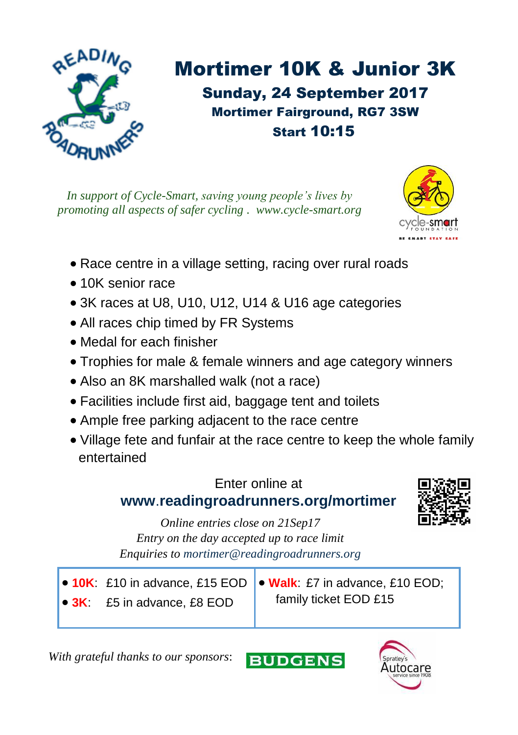# Mortimer 10K & Junior 3K

### Sunday, 24 September 2017

**Mortimer Fairground, RG7 3SW**

**Start 10:15**

*In support of Cycle-Smart, saving young people's lives by promoting all aspects of safer cycling . www.cycle-smart.org*

- Race centre in a village setting, racing over rural roads
- 10K senior race
- 3K races at U8, U10, U12, U14 & U16 age categories
- All races chip timed by FR Systems
- Medal for each finisher
- Trophies for male & female winners and age category winners
- Also an 8K marshalled walk (not a race)
- Facilities include first aid, baggage tent and toilets
- Ample free parking adjacent to the race centre
- Village fete and funfair at the race centre to keep the whole family entertained

Enter online at
**www.readingroadrunners.org/mortimer**

*Online entries close on 21Sep17*
*Entry on the day accepted up to race limit*
*Enquiries to mortimer@readingroadrunners.org*

| | |
|---|---|
| • **10K**: £10 in advance, £15 EOD<br>• **3K**: £5 in advance, £8 EOD | • **Walk**: £7 in advance, £10 EOD; family ticket EOD £15 |

*With grateful thanks to our sponsors*: BUDGENS, Spratley's Autocare service since 1908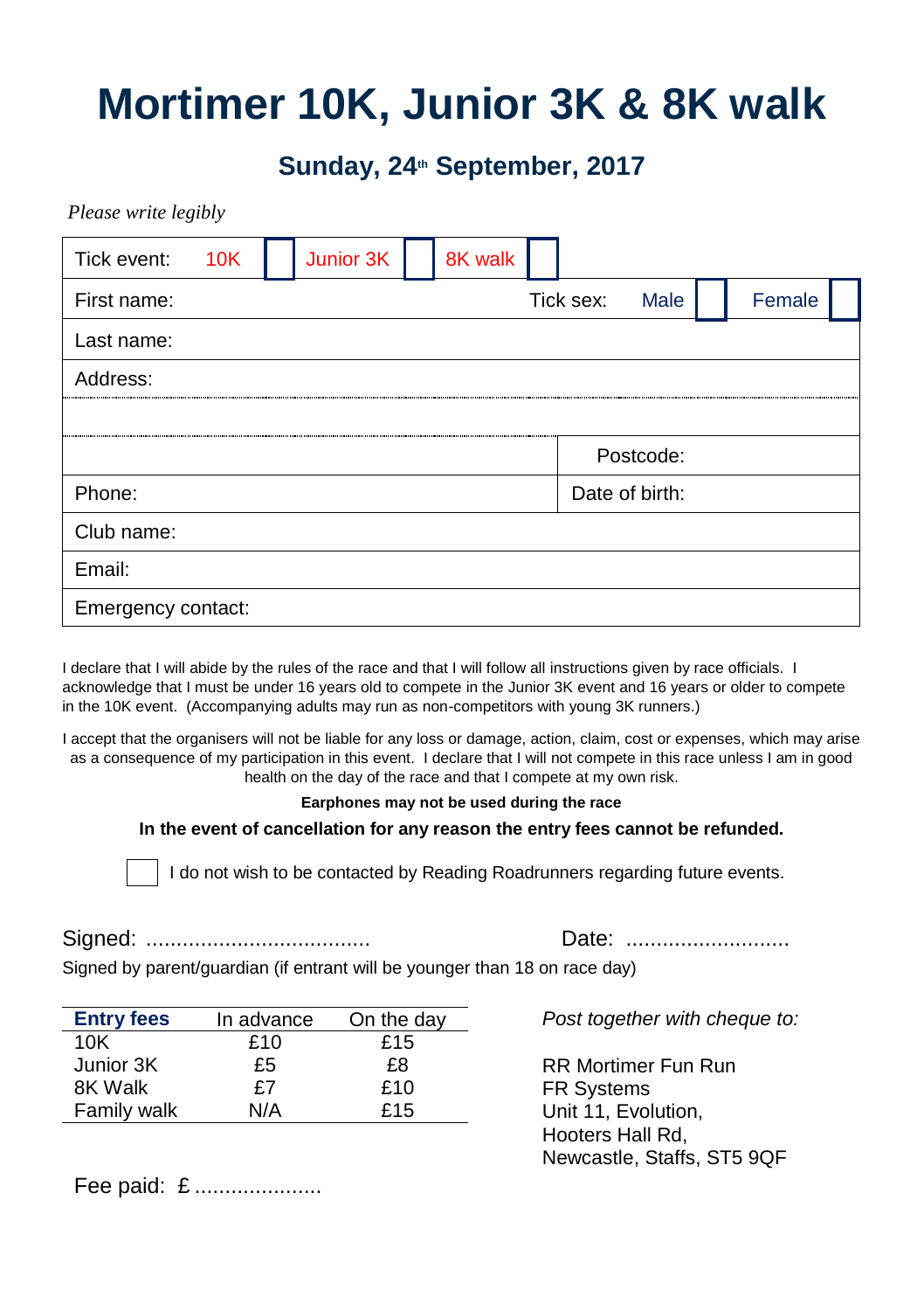# Mortimer 10K, Junior 3K & 8K walk

## Sunday, 24th September, 2017

*Please write legibly*

| | | | |
|---|---|---|---|
| Tick event: 10K ☐ Junior 3K ☐ 8K walk ☐ | | | |
| First name: | | Tick sex: Male ☐ | Female ☐ |
| Last name: | | | |
| Address: | | | |
| | | | |
| | | Postcode: | |
| Phone: | | Date of birth: | |
| Club name: | | | |
| Email: | | | |
| Emergency contact: | | | |

I declare that I will abide by the rules of the race and that I will follow all instructions given by race officials. I acknowledge that I must be under 16 years old to compete in the Junior 3K event and 16 years or older to compete in the 10K event. (Accompanying adults may run as non-competitors with young 3K runners.)

I accept that the organisers will not be liable for any loss or damage, action, claim, cost or expenses, which may arise as a consequence of my participation in this event. I declare that I will not compete in this race unless I am in good health on the day of the race and that I compete at my own risk.

**Earphones may not be used during the race**

**In the event of cancellation for any reason the entry fees cannot be refunded.**

☐ I do not wish to be contacted by Reading Roadrunners regarding future events.

Signed: ..................................... Date: ...........................

Signed by parent/guardian (if entrant will be younger than 18 on race day)

| **Entry fees** | In advance | On the day |
|---|---|---|
| 10K | £10 | £15 |
| Junior 3K | £5 | £8 |
| 8K Walk | £7 | £10 |
| Family walk | N/A | £15 |

*Post together with cheque to:*

RR Mortimer Fun Run
FR Systems
Unit 11, Evolution,
Hooters Hall Rd,
Newcastle, Staffs, ST5 9QF

Fee paid: £ .....................